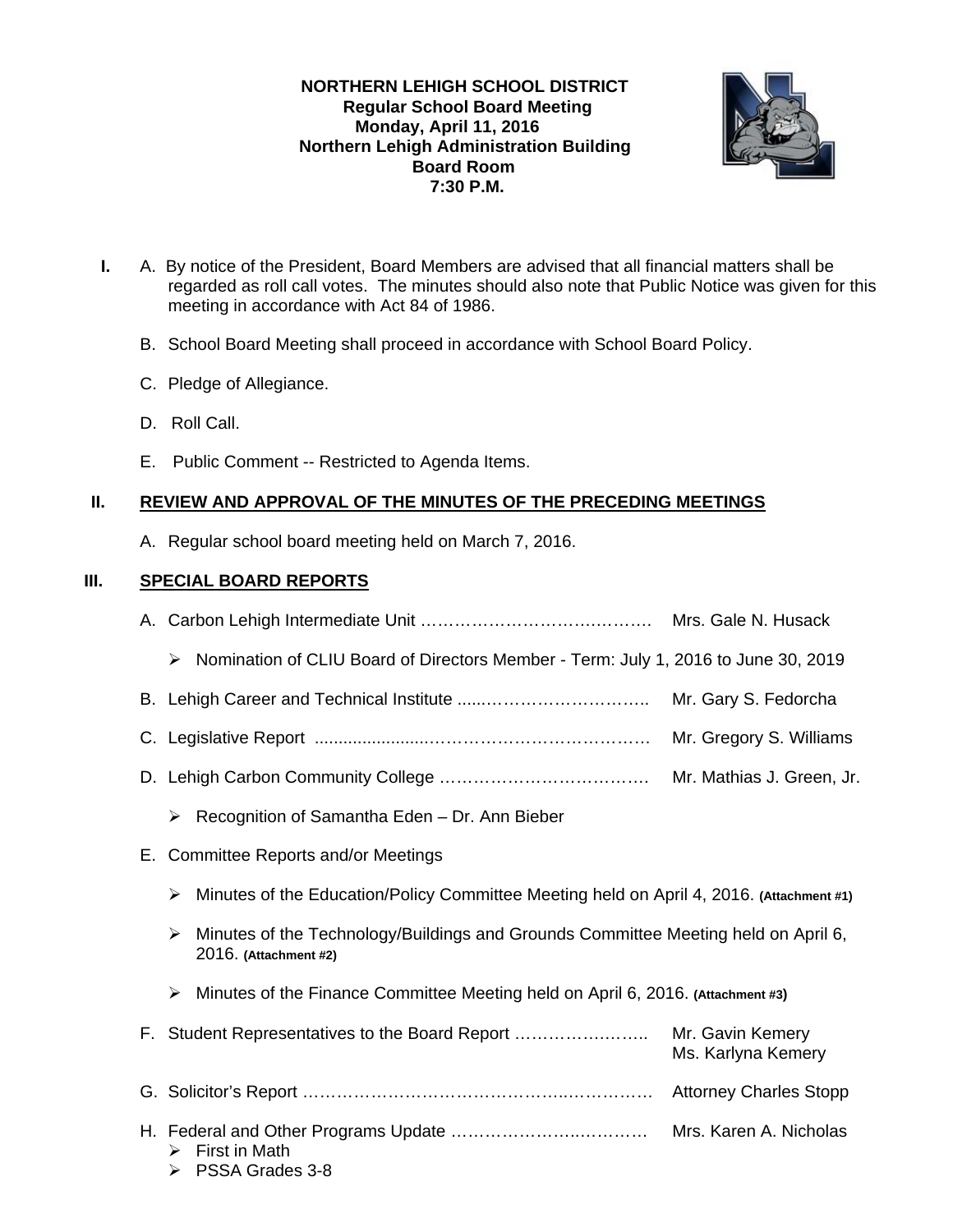**NORTHERN LEHIGH SCHOOL DISTRICT**
**Regular School Board Meeting**
**Monday, April 11, 2016**
**Northern Lehigh Administration Building**
**Board Room**
**7:30 P.M.**

**I.** A. By notice of the President, Board Members are advised that all financial matters shall be regarded as roll call votes. The minutes should also note that Public Notice was given for this meeting in accordance with Act 84 of 1986.

B. School Board Meeting shall proceed in accordance with School Board Policy.

C. Pledge of Allegiance.

D. Roll Call.

E. Public Comment -- Restricted to Agenda Items.

## II. REVIEW AND APPROVAL OF THE MINUTES OF THE PRECEDING MEETINGS

A. Regular school board meeting held on March 7, 2016.

## III. SPECIAL BOARD REPORTS

A. Carbon Lehigh Intermediate Unit …………………………….……. Mrs. Gale N. Husack

- Nomination of CLIU Board of Directors Member - Term: July 1, 2016 to June 30, 2019

B. Lehigh Career and Technical Institute .....………………………….. Mr. Gary S. Fedorcha

C. Legislative Report ........................…………………………………. Mr. Gregory S. Williams

D. Lehigh Carbon Community College ………………………………. Mr. Mathias J. Green, Jr.

- Recognition of Samantha Eden – Dr. Ann Bieber

E. Committee Reports and/or Meetings

- Minutes of the Education/Policy Committee Meeting held on April 4, 2016. **(Attachment #1)**
- Minutes of the Technology/Buildings and Grounds Committee Meeting held on April 6, 2016. **(Attachment #2)**
- Minutes of the Finance Committee Meeting held on April 6, 2016. **(Attachment #3)**

F. Student Representatives to the Board Report ………………..….. Mr. Gavin Kemery
Ms. Karlyna Kemery

G. Solicitor's Report ……………………………………….…………. Attorney Charles Stopp

H. Federal and Other Programs Update ……………………..………… Mrs. Karen A. Nicholas

- First in Math
- PSSA Grades 3-8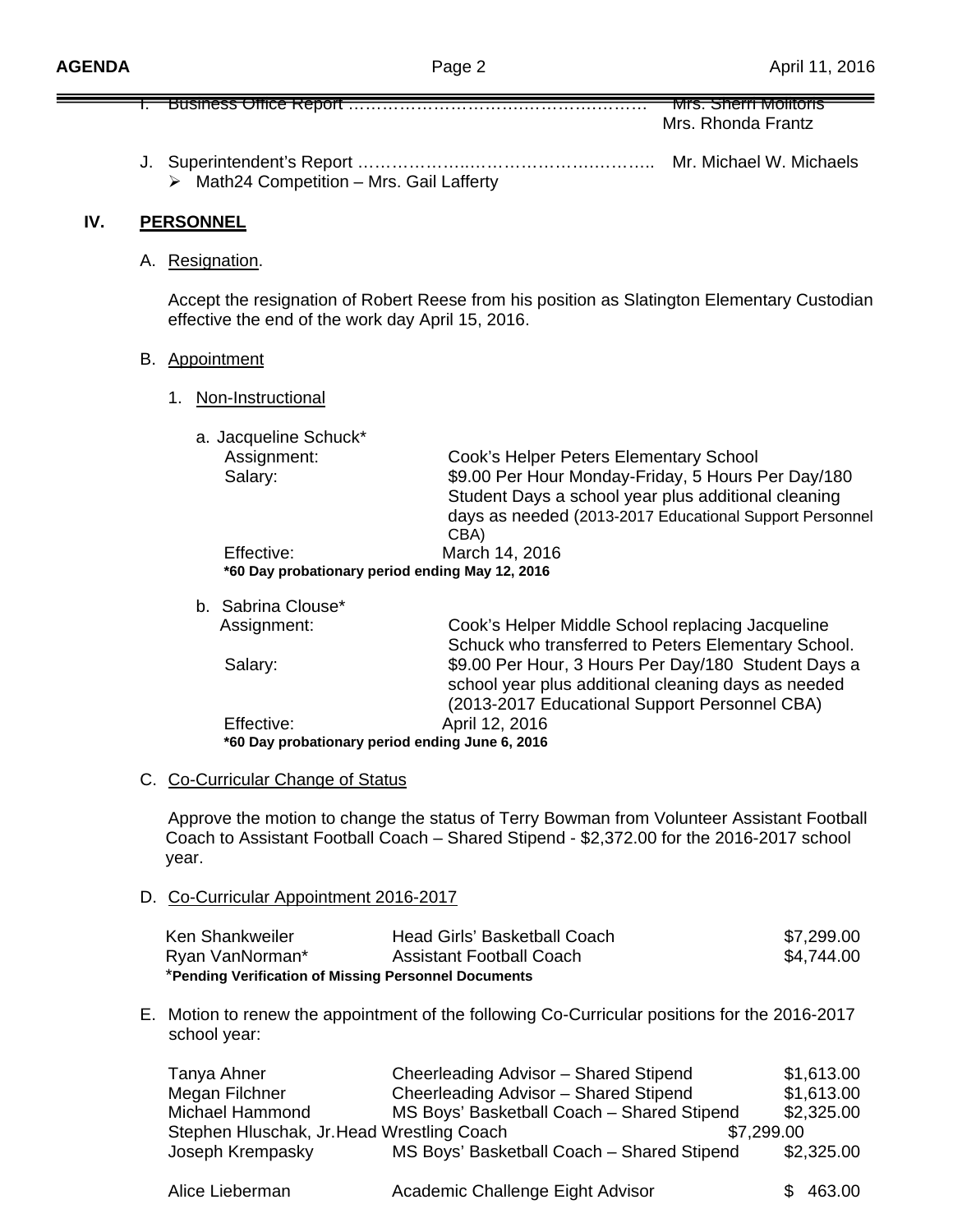I. Business Office Report ………………………………………………… Mrs. Sherri Molitoris
Mrs. Rhonda Frantz

J. Superintendent's Report ……………………………………………… Mr. Michael W. Michaels
- Math24 Competition – Mrs. Gail Lafferty

## IV. PERSONNEL

A. Resignation.

Accept the resignation of Robert Reese from his position as Slatington Elementary Custodian effective the end of the work day April 15, 2016.

B. Appointment

1. Non-Instructional

a. Jacqueline Schuck*

| | |
|---|---|
| Assignment: | Cook's Helper Peters Elementary School |
| Salary: | $9.00 Per Hour Monday-Friday, 5 Hours Per Day/180 Student Days a school year plus additional cleaning days as needed (2013-2017 Educational Support Personnel CBA) |
| Effective: | March 14, 2016 |

***60 Day probationary period ending May 12, 2016**

b. Sabrina Clouse*

| | |
|---|---|
| Assignment: | Cook's Helper Middle School replacing Jacqueline Schuck who transferred to Peters Elementary School. |
| Salary: | $9.00 Per Hour, 3 Hours Per Day/180 Student Days a school year plus additional cleaning days as needed (2013-2017 Educational Support Personnel CBA) |
| Effective: | April 12, 2016 |

***60 Day probationary period ending June 6, 2016**

C. Co-Curricular Change of Status

Approve the motion to change the status of Terry Bowman from Volunteer Assistant Football Coach to Assistant Football Coach – Shared Stipend - $2,372.00 for the 2016-2017 school year.

D. Co-Curricular Appointment 2016-2017

| | | |
|---|---|---|
| Ken Shankweiler | Head Girls' Basketball Coach | $7,299.00 |
| Ryan VanNorman* | Assistant Football Coach | $4,744.00 |

***Pending Verification of Missing Personnel Documents**

E. Motion to renew the appointment of the following Co-Curricular positions for the 2016-2017 school year:

| | | |
|---|---|---|
| Tanya Ahner | Cheerleading Advisor – Shared Stipend | $1,613.00 |
| Megan Filchner | Cheerleading Advisor – Shared Stipend | $1,613.00 |
| Michael Hammond | MS Boys' Basketball Coach – Shared Stipend | $2,325.00 |
| Stephen Hluschak, Jr. | Head Wrestling Coach | $7,299.00 |
| Joseph Krempasky | MS Boys' Basketball Coach – Shared Stipend | $2,325.00 |
| Alice Lieberman | Academic Challenge Eight Advisor | $ 463.00 |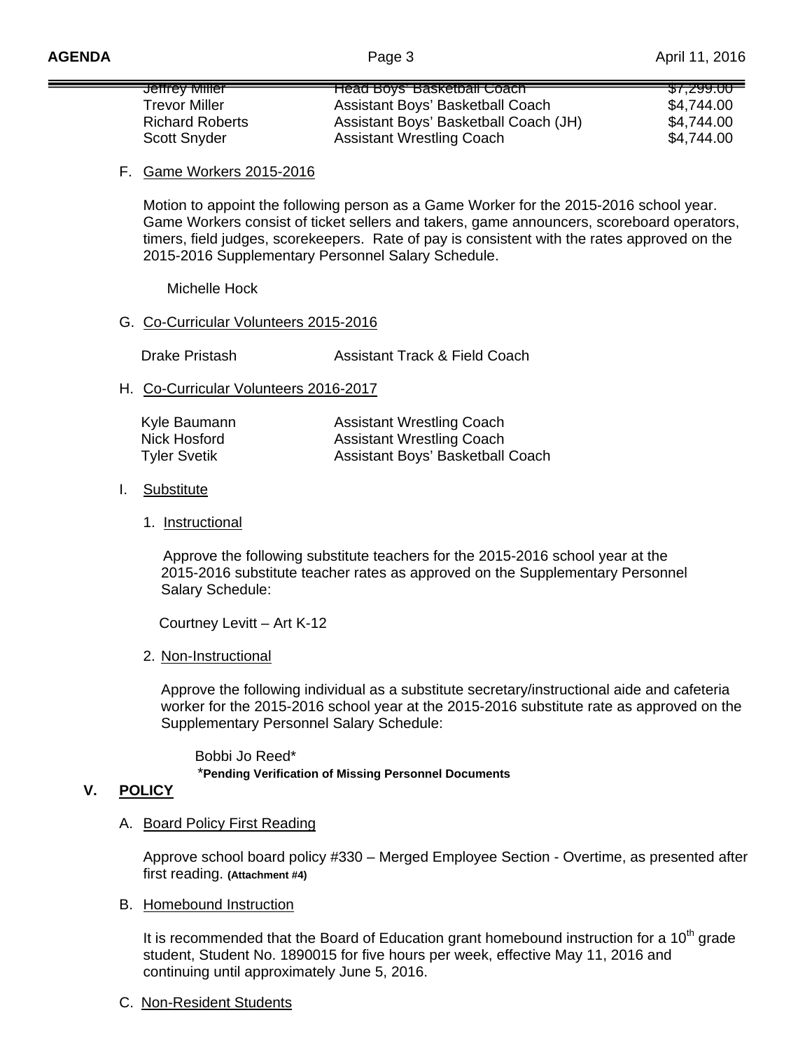| | | |
|---|---|---|
| Jeffrey Miller | Head Boys' Basketball Coach | $7,299.00 |
| Trevor Miller | Assistant Boys' Basketball Coach | $4,744.00 |
| Richard Roberts | Assistant Boys' Basketball Coach (JH) | $4,744.00 |
| Scott Snyder | Assistant Wrestling Coach | $4,744.00 |

F. Game Workers 2015-2016

Motion to appoint the following person as a Game Worker for the 2015-2016 school year. Game Workers consist of ticket sellers and takers, game announcers, scoreboard operators, timers, field judges, scorekeepers. Rate of pay is consistent with the rates approved on the 2015-2016 Supplementary Personnel Salary Schedule.

Michelle Hock

G. Co-Curricular Volunteers 2015-2016

| | |
|---|---|
| Drake Pristash | Assistant Track & Field Coach |

H. Co-Curricular Volunteers 2016-2017

| | |
|---|---|
| Kyle Baumann | Assistant Wrestling Coach |
| Nick Hosford | Assistant Wrestling Coach |
| Tyler Svetik | Assistant Boys' Basketball Coach |

I. Substitute

1. Instructional

Approve the following substitute teachers for the 2015-2016 school year at the 2015-2016 substitute teacher rates as approved on the Supplementary Personnel Salary Schedule:

Courtney Levitt – Art K-12

2. Non-Instructional

Approve the following individual as a substitute secretary/instructional aide and cafeteria worker for the 2015-2016 school year at the 2015-2016 substitute rate as approved on the Supplementary Personnel Salary Schedule:

Bobbi Jo Reed*
*Pending Verification of Missing Personnel Documents

## V. POLICY

A. Board Policy First Reading

Approve school board policy #330 – Merged Employee Section - Overtime, as presented after first reading. **(Attachment #4)**

B. Homebound Instruction

It is recommended that the Board of Education grant homebound instruction for a 10th grade student, Student No. 1890015 for five hours per week, effective May 11, 2016 and continuing until approximately June 5, 2016.

C. Non-Resident Students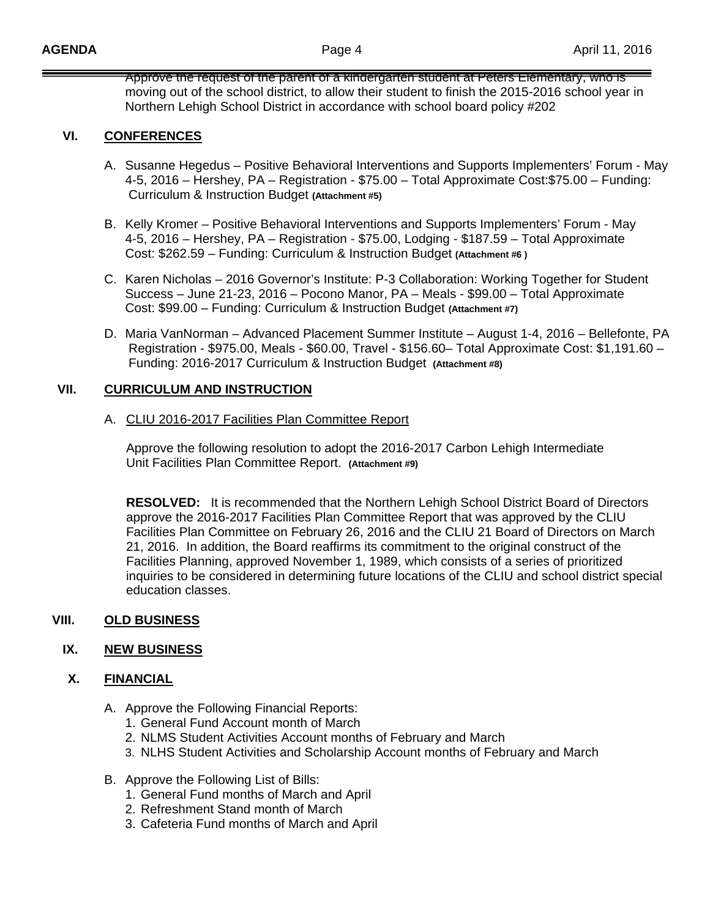Approve the request of the parent of a kindergarten student at Peters Elementary, who is moving out of the school district, to allow their student to finish the 2015-2016 school year in Northern Lehigh School District in accordance with school board policy #202

## VI. CONFERENCES

A. Susanne Hegedus – Positive Behavioral Interventions and Supports Implementers' Forum - May 4-5, 2016 – Hershey, PA – Registration - $75.00 – Total Approximate Cost:$75.00 – Funding: Curriculum & Instruction Budget **(Attachment #5)**

B. Kelly Kromer – Positive Behavioral Interventions and Supports Implementers' Forum - May 4-5, 2016 – Hershey, PA – Registration - $75.00, Lodging - $187.59 – Total Approximate Cost: $262.59 – Funding: Curriculum & Instruction Budget **(Attachment #6 )**

C. Karen Nicholas – 2016 Governor's Institute: P-3 Collaboration: Working Together for Student Success – June 21-23, 2016 – Pocono Manor, PA – Meals - $99.00 – Total Approximate Cost: $99.00 – Funding: Curriculum & Instruction Budget **(Attachment #7)**

D. Maria VanNorman – Advanced Placement Summer Institute – August 1-4, 2016 – Bellefonte, PA Registration - $975.00, Meals - $60.00, Travel - $156.60– Total Approximate Cost: $1,191.60 – Funding: 2016-2017 Curriculum & Instruction Budget **(Attachment #8)**

## VII. CURRICULUM AND INSTRUCTION

A. CLIU 2016-2017 Facilities Plan Committee Report

Approve the following resolution to adopt the 2016-2017 Carbon Lehigh Intermediate Unit Facilities Plan Committee Report. **(Attachment #9)**

**RESOLVED:** It is recommended that the Northern Lehigh School District Board of Directors approve the 2016-2017 Facilities Plan Committee Report that was approved by the CLIU Facilities Plan Committee on February 26, 2016 and the CLIU 21 Board of Directors on March 21, 2016. In addition, the Board reaffirms its commitment to the original construct of the Facilities Planning, approved November 1, 1989, which consists of a series of prioritized inquiries to be considered in determining future locations of the CLIU and school district special education classes.

## VIII. OLD BUSINESS

## IX. NEW BUSINESS

## X. FINANCIAL

A. Approve the Following Financial Reports:
1. General Fund Account month of March
2. NLMS Student Activities Account months of February and March
3. NLHS Student Activities and Scholarship Account months of February and March

B. Approve the Following List of Bills:
1. General Fund months of March and April
2. Refreshment Stand month of March
3. Cafeteria Fund months of March and April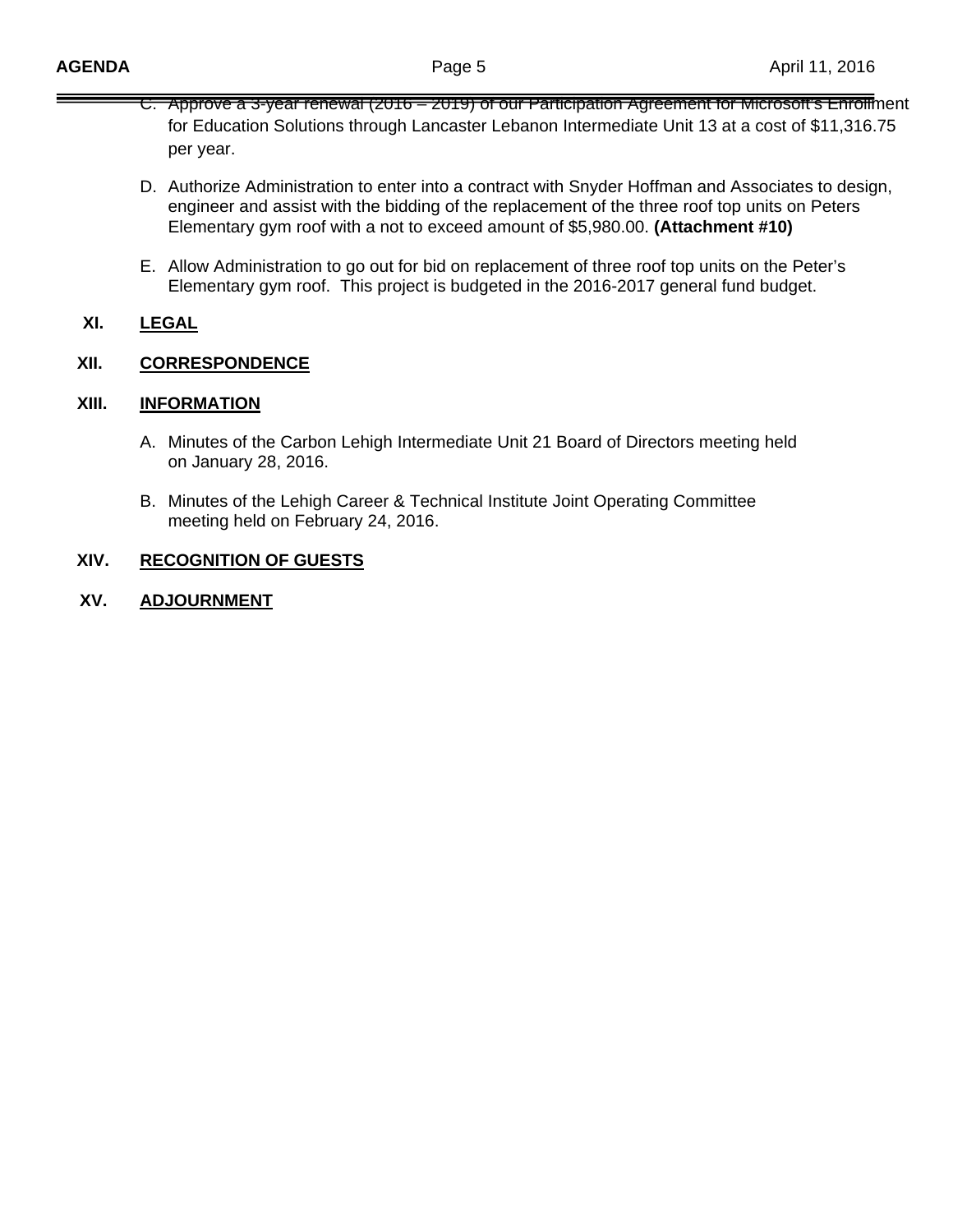C. Approve a 3-year renewal (2016 – 2019) of our Participation Agreement for Microsoft's Enrollment for Education Solutions through Lancaster Lebanon Intermediate Unit 13 at a cost of $11,316.75 per year.

D. Authorize Administration to enter into a contract with Snyder Hoffman and Associates to design, engineer and assist with the bidding of the replacement of the three roof top units on Peters Elementary gym roof with a not to exceed amount of $5,980.00. **(Attachment #10)**

E. Allow Administration to go out for bid on replacement of three roof top units on the Peter's Elementary gym roof. This project is budgeted in the 2016-2017 general fund budget.

**XI. LEGAL**

**XII. CORRESPONDENCE**

**XIII. INFORMATION**

A. Minutes of the Carbon Lehigh Intermediate Unit 21 Board of Directors meeting held on January 28, 2016.

B. Minutes of the Lehigh Career & Technical Institute Joint Operating Committee meeting held on February 24, 2016.

**XIV. RECOGNITION OF GUESTS**

**XV. ADJOURNMENT**